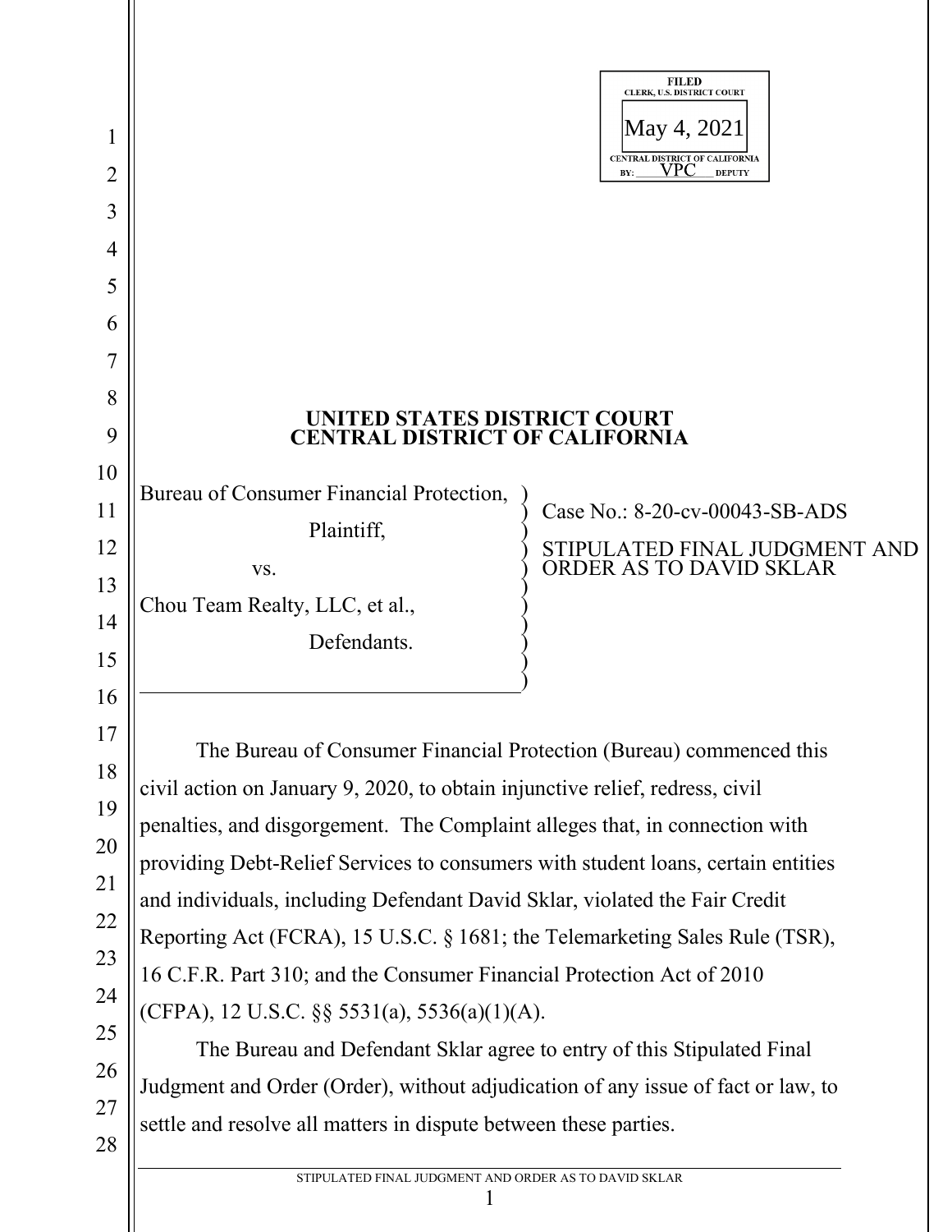FILED
CLERK, U.S. DISTRICT COURT
May 4, 2021
CENTRAL DISTRICT OF CALIFORNIA
BY: VPC DEPUTY

# UNITED STATES DISTRICT COURT
# CENTRAL DISTRICT OF CALIFORNIA

| | |
|---|---|
| Bureau of Consumer Financial Protection,<br>Plaintiff,<br>vs.<br>Chou Team Realty, LLC, et al.,<br>Defendants. | Case No.: 8-20-cv-00043-SB-ADS<br><br>STIPULATED FINAL JUDGMENT AND ORDER AS TO DAVID SKLAR |

The Bureau of Consumer Financial Protection (Bureau) commenced this civil action on January 9, 2020, to obtain injunctive relief, redress, civil penalties, and disgorgement. The Complaint alleges that, in connection with providing Debt-Relief Services to consumers with student loans, certain entities and individuals, including Defendant David Sklar, violated the Fair Credit Reporting Act (FCRA), 15 U.S.C. § 1681; the Telemarketing Sales Rule (TSR), 16 C.F.R. Part 310; and the Consumer Financial Protection Act of 2010 (CFPA), 12 U.S.C. §§ 5531(a), 5536(a)(1)(A).

The Bureau and Defendant Sklar agree to entry of this Stipulated Final Judgment and Order (Order), without adjudication of any issue of fact or law, to settle and resolve all matters in dispute between these parties.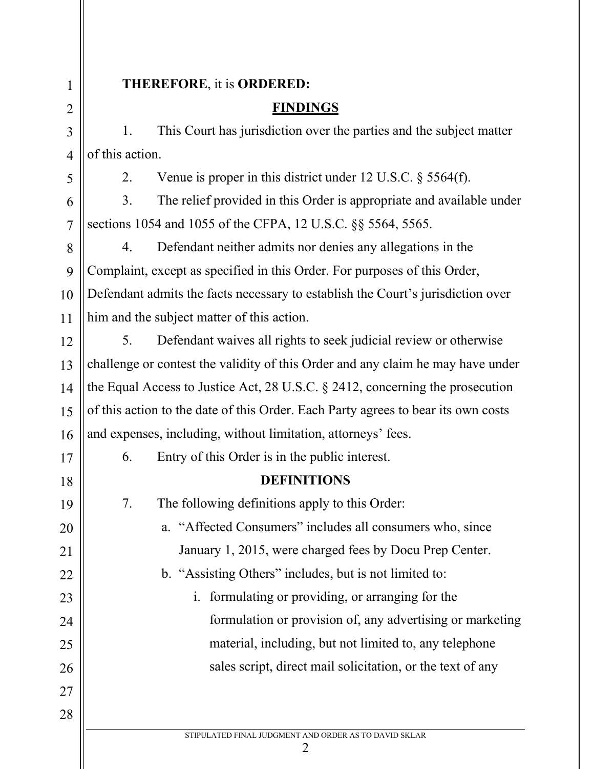**THEREFORE**, it is **ORDERED:**

## FINDINGS

1. This Court has jurisdiction over the parties and the subject matter of this action.

2. Venue is proper in this district under 12 U.S.C. § 5564(f).

3. The relief provided in this Order is appropriate and available under sections 1054 and 1055 of the CFPA, 12 U.S.C. §§ 5564, 5565.

4. Defendant neither admits nor denies any allegations in the Complaint, except as specified in this Order. For purposes of this Order, Defendant admits the facts necessary to establish the Court's jurisdiction over him and the subject matter of this action.

5. Defendant waives all rights to seek judicial review or otherwise challenge or contest the validity of this Order and any claim he may have under the Equal Access to Justice Act, 28 U.S.C. § 2412, concerning the prosecution of this action to the date of this Order. Each Party agrees to bear its own costs and expenses, including, without limitation, attorneys' fees.

6. Entry of this Order is in the public interest.

## DEFINITIONS

7. The following definitions apply to this Order:

   a. "Affected Consumers" includes all consumers who, since January 1, 2015, were charged fees by Docu Prep Center.

   b. "Assisting Others" includes, but is not limited to:

      i. formulating or providing, or arranging for the formulation or provision of, any advertising or marketing material, including, but not limited to, any telephone sales script, direct mail solicitation, or the text of any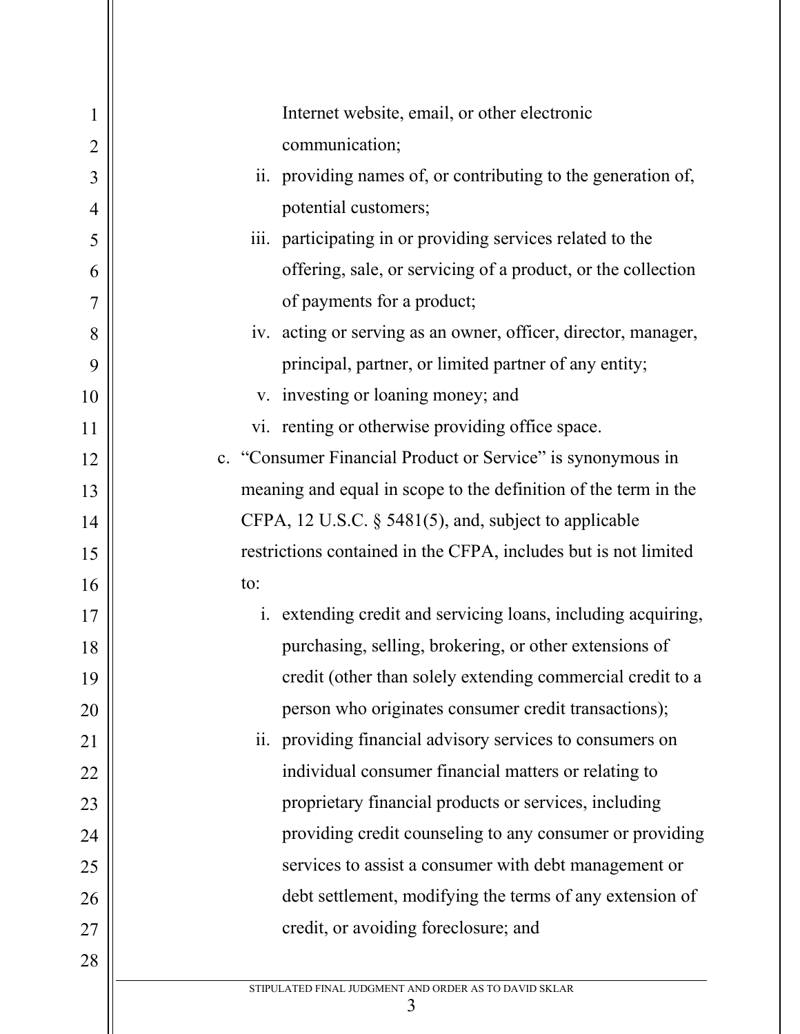Internet website, email, or other electronic communication;

ii. providing names of, or contributing to the generation of, potential customers;

iii. participating in or providing services related to the offering, sale, or servicing of a product, or the collection of payments for a product;

iv. acting or serving as an owner, officer, director, manager, principal, partner, or limited partner of any entity;

v. investing or loaning money; and

vi. renting or otherwise providing office space.

c. "Consumer Financial Product or Service" is synonymous in meaning and equal in scope to the definition of the term in the CFPA, 12 U.S.C. § 5481(5), and, subject to applicable restrictions contained in the CFPA, includes but is not limited to:

i. extending credit and servicing loans, including acquiring, purchasing, selling, brokering, or other extensions of credit (other than solely extending commercial credit to a person who originates consumer credit transactions);

ii. providing financial advisory services to consumers on individual consumer financial matters or relating to proprietary financial products or services, including providing credit counseling to any consumer or providing services to assist a consumer with debt management or debt settlement, modifying the terms of any extension of credit, or avoiding foreclosure; and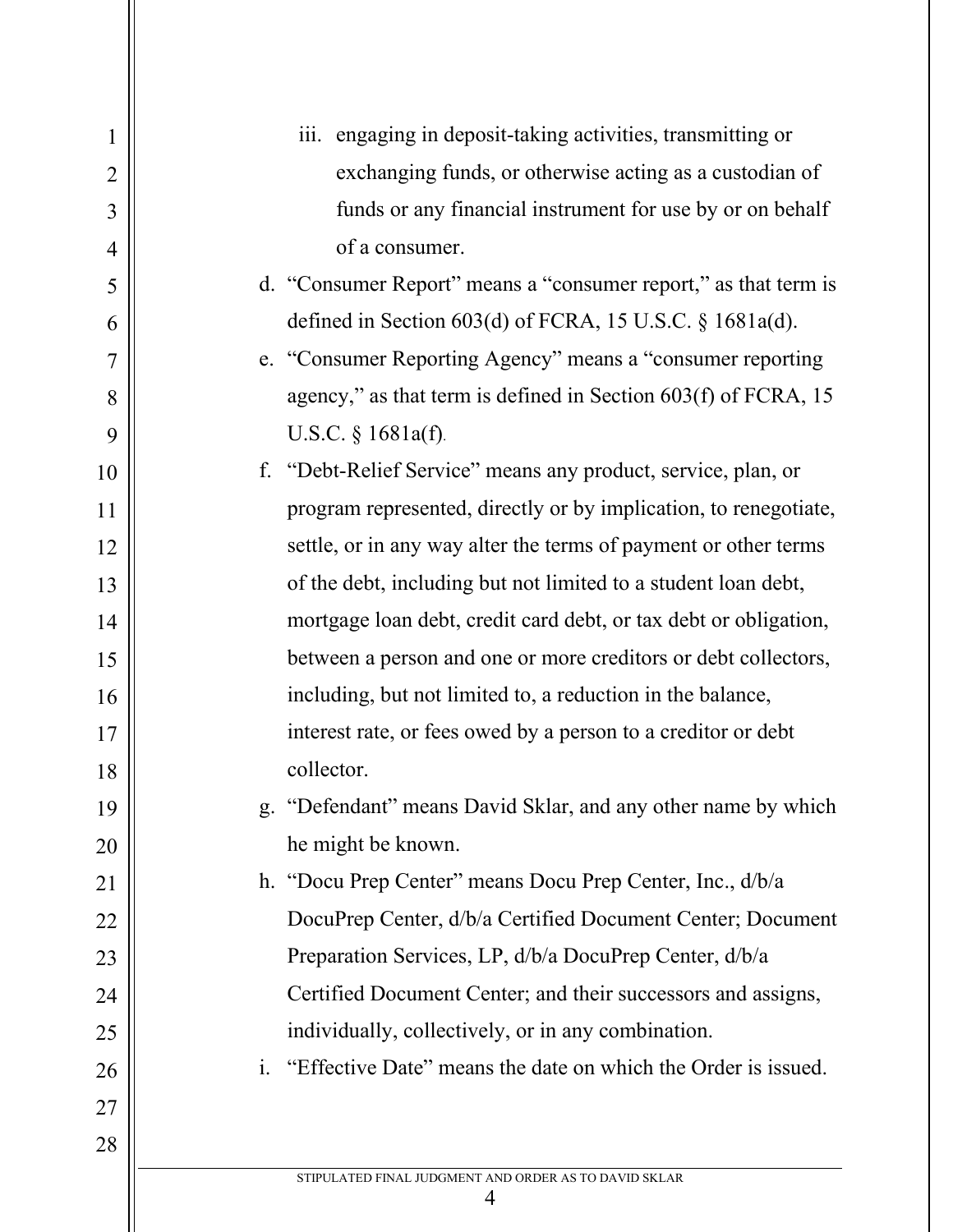iii. engaging in deposit-taking activities, transmitting or exchanging funds, or otherwise acting as a custodian of funds or any financial instrument for use by or on behalf of a consumer.

d. "Consumer Report" means a "consumer report," as that term is defined in Section 603(d) of FCRA, 15 U.S.C. § 1681a(d).

e. "Consumer Reporting Agency" means a "consumer reporting agency," as that term is defined in Section 603(f) of FCRA, 15 U.S.C. § 1681a(f).

f. "Debt-Relief Service" means any product, service, plan, or program represented, directly or by implication, to renegotiate, settle, or in any way alter the terms of payment or other terms of the debt, including but not limited to a student loan debt, mortgage loan debt, credit card debt, or tax debt or obligation, between a person and one or more creditors or debt collectors, including, but not limited to, a reduction in the balance, interest rate, or fees owed by a person to a creditor or debt collector.

g. "Defendant" means David Sklar, and any other name by which he might be known.

h. "Docu Prep Center" means Docu Prep Center, Inc., d/b/a DocuPrep Center, d/b/a Certified Document Center; Document Preparation Services, LP, d/b/a DocuPrep Center, d/b/a Certified Document Center; and their successors and assigns, individually, collectively, or in any combination.

i. "Effective Date" means the date on which the Order is issued.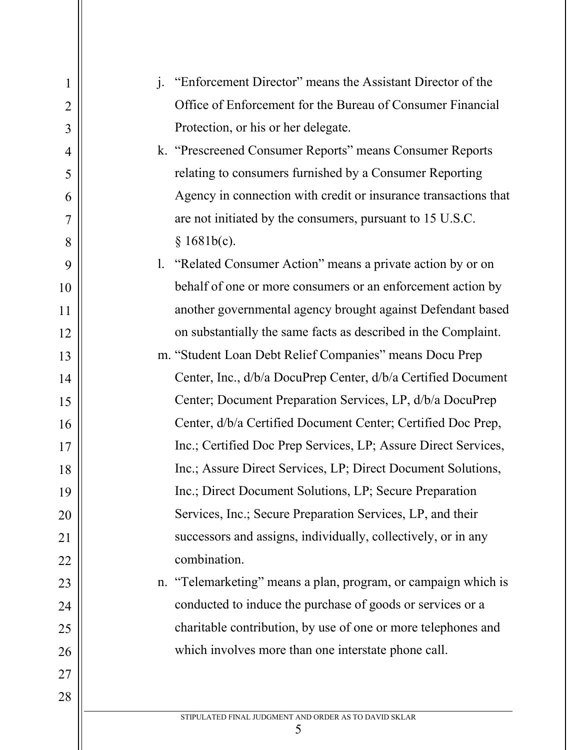j. "Enforcement Director" means the Assistant Director of the Office of Enforcement for the Bureau of Consumer Financial Protection, or his or her delegate.

k. "Prescreened Consumer Reports" means Consumer Reports relating to consumers furnished by a Consumer Reporting Agency in connection with credit or insurance transactions that are not initiated by the consumers, pursuant to 15 U.S.C. § 1681b(c).

l. "Related Consumer Action" means a private action by or on behalf of one or more consumers or an enforcement action by another governmental agency brought against Defendant based on substantially the same facts as described in the Complaint.

m. "Student Loan Debt Relief Companies" means Docu Prep Center, Inc., d/b/a DocuPrep Center, d/b/a Certified Document Center; Document Preparation Services, LP, d/b/a DocuPrep Center, d/b/a Certified Document Center; Certified Doc Prep, Inc.; Certified Doc Prep Services, LP; Assure Direct Services, Inc.; Assure Direct Services, LP; Direct Document Solutions, Inc.; Direct Document Solutions, LP; Secure Preparation Services, Inc.; Secure Preparation Services, LP, and their successors and assigns, individually, collectively, or in any combination.

n. "Telemarketing" means a plan, program, or campaign which is conducted to induce the purchase of goods or services or a charitable contribution, by use of one or more telephones and which involves more than one interstate phone call.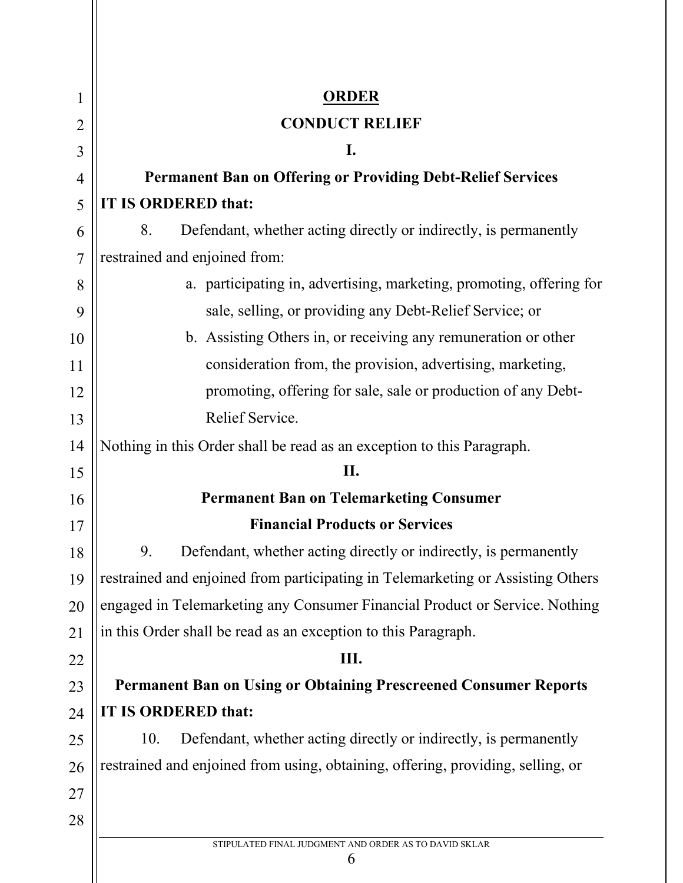# ORDER

## CONDUCT RELIEF

### I.

### Permanent Ban on Offering or Providing Debt-Relief Services

**IT IS ORDERED that:**

8. Defendant, whether acting directly or indirectly, is permanently restrained and enjoined from:

   a. participating in, advertising, marketing, promoting, offering for sale, selling, or providing any Debt-Relief Service; or

   b. Assisting Others in, or receiving any remuneration or other consideration from, the provision, advertising, marketing, promoting, offering for sale, sale or production of any Debt-Relief Service.

Nothing in this Order shall be read as an exception to this Paragraph.

### II.

### Permanent Ban on Telemarketing Consumer Financial Products or Services

9. Defendant, whether acting directly or indirectly, is permanently restrained and enjoined from participating in Telemarketing or Assisting Others engaged in Telemarketing any Consumer Financial Product or Service. Nothing in this Order shall be read as an exception to this Paragraph.

### III.

### Permanent Ban on Using or Obtaining Prescreened Consumer Reports

**IT IS ORDERED that:**

10. Defendant, whether acting directly or indirectly, is permanently restrained and enjoined from using, obtaining, offering, providing, selling, or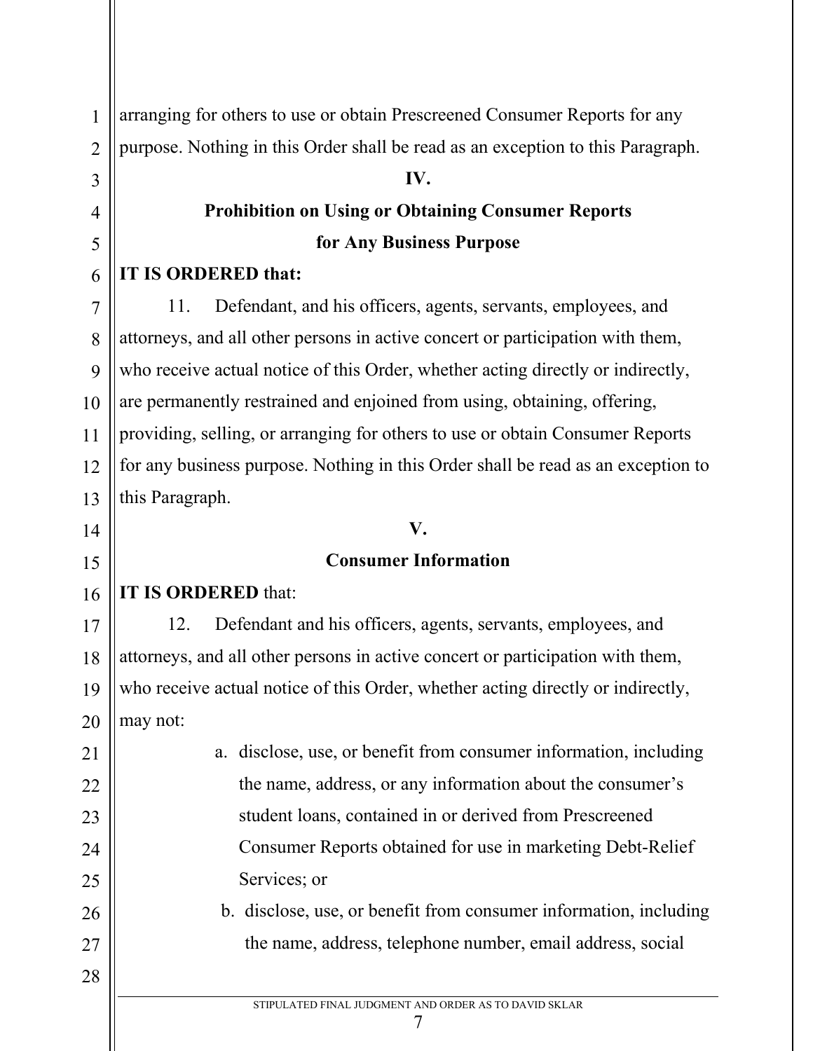arranging for others to use or obtain Prescreened Consumer Reports for any purpose. Nothing in this Order shall be read as an exception to this Paragraph.

## IV.

## Prohibition on Using or Obtaining Consumer Reports for Any Business Purpose

**IT IS ORDERED that:**

11. Defendant, and his officers, agents, servants, employees, and attorneys, and all other persons in active concert or participation with them, who receive actual notice of this Order, whether acting directly or indirectly, are permanently restrained and enjoined from using, obtaining, offering, providing, selling, or arranging for others to use or obtain Consumer Reports for any business purpose. Nothing in this Order shall be read as an exception to this Paragraph.

## V.

## Consumer Information

**IT IS ORDERED** that:

12. Defendant and his officers, agents, servants, employees, and attorneys, and all other persons in active concert or participation with them, who receive actual notice of this Order, whether acting directly or indirectly, may not:

a. disclose, use, or benefit from consumer information, including the name, address, or any information about the consumer's student loans, contained in or derived from Prescreened Consumer Reports obtained for use in marketing Debt-Relief Services; or

b. disclose, use, or benefit from consumer information, including the name, address, telephone number, email address, social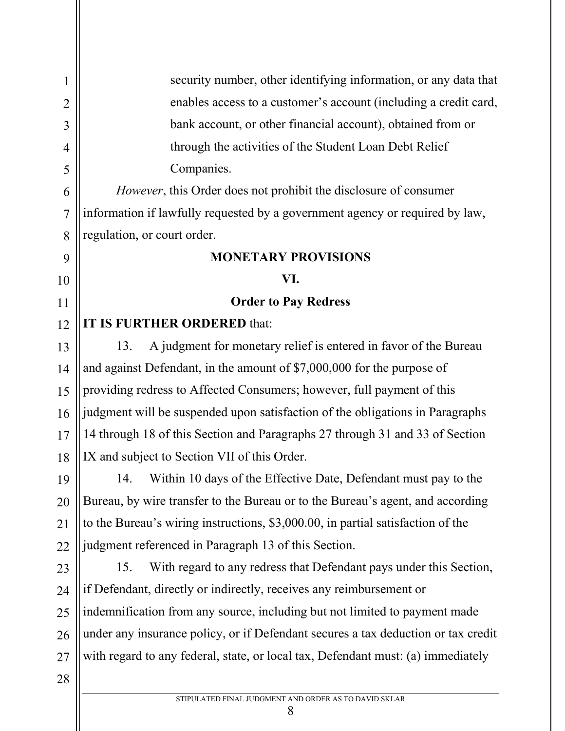security number, other identifying information, or any data that enables access to a customer's account (including a credit card, bank account, or other financial account), obtained from or through the activities of the Student Loan Debt Relief Companies.

*However*, this Order does not prohibit the disclosure of consumer information if lawfully requested by a government agency or required by law, regulation, or court order.

## MONETARY PROVISIONS

### VI.

### Order to Pay Redress

**IT IS FURTHER ORDERED** that:

13. A judgment for monetary relief is entered in favor of the Bureau and against Defendant, in the amount of $7,000,000 for the purpose of providing redress to Affected Consumers; however, full payment of this judgment will be suspended upon satisfaction of the obligations in Paragraphs 14 through 18 of this Section and Paragraphs 27 through 31 and 33 of Section IX and subject to Section VII of this Order.

14. Within 10 days of the Effective Date, Defendant must pay to the Bureau, by wire transfer to the Bureau or to the Bureau's agent, and according to the Bureau's wiring instructions, $3,000.00, in partial satisfaction of the judgment referenced in Paragraph 13 of this Section.

15. With regard to any redress that Defendant pays under this Section, if Defendant, directly or indirectly, receives any reimbursement or indemnification from any source, including but not limited to payment made under any insurance policy, or if Defendant secures a tax deduction or tax credit with regard to any federal, state, or local tax, Defendant must: (a) immediately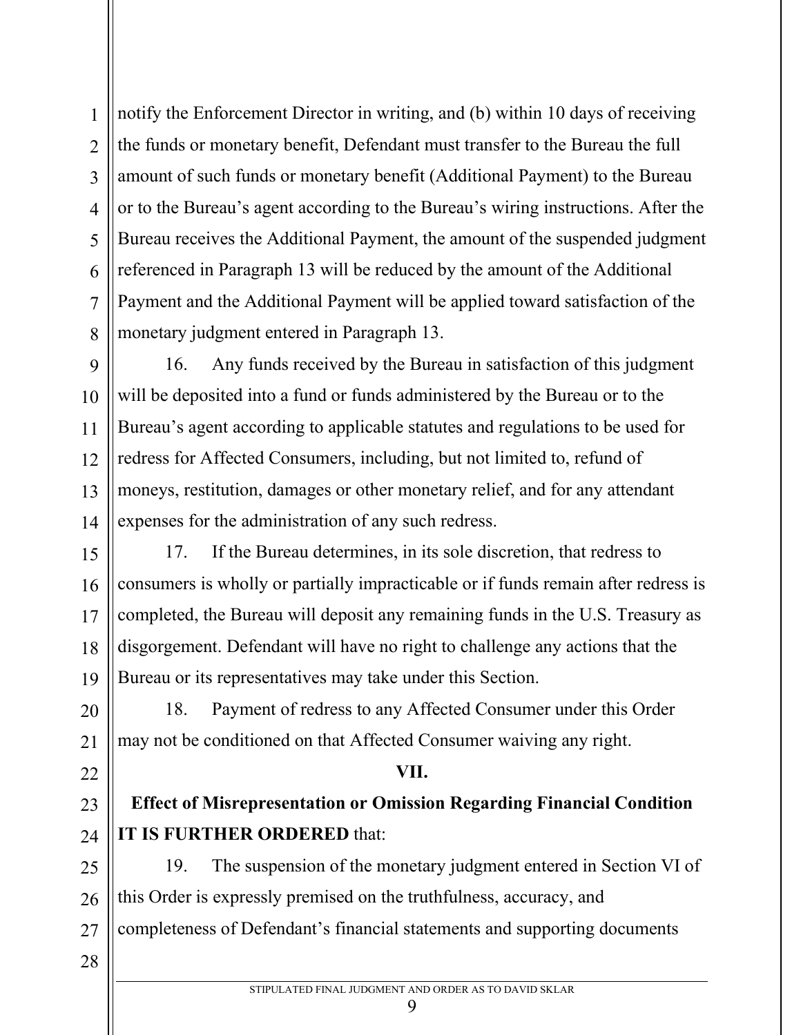notify the Enforcement Director in writing, and (b) within 10 days of receiving the funds or monetary benefit, Defendant must transfer to the Bureau the full amount of such funds or monetary benefit (Additional Payment) to the Bureau or to the Bureau's agent according to the Bureau's wiring instructions. After the Bureau receives the Additional Payment, the amount of the suspended judgment referenced in Paragraph 13 will be reduced by the amount of the Additional Payment and the Additional Payment will be applied toward satisfaction of the monetary judgment entered in Paragraph 13.

16. Any funds received by the Bureau in satisfaction of this judgment will be deposited into a fund or funds administered by the Bureau or to the Bureau's agent according to applicable statutes and regulations to be used for redress for Affected Consumers, including, but not limited to, refund of moneys, restitution, damages or other monetary relief, and for any attendant expenses for the administration of any such redress.

17. If the Bureau determines, in its sole discretion, that redress to consumers is wholly or partially impracticable or if funds remain after redress is completed, the Bureau will deposit any remaining funds in the U.S. Treasury as disgorgement. Defendant will have no right to challenge any actions that the Bureau or its representatives may take under this Section.

18. Payment of redress to any Affected Consumer under this Order may not be conditioned on that Affected Consumer waiving any right.

## VII.

## Effect of Misrepresentation or Omission Regarding Financial Condition

**IT IS FURTHER ORDERED** that:

19. The suspension of the monetary judgment entered in Section VI of this Order is expressly premised on the truthfulness, accuracy, and completeness of Defendant's financial statements and supporting documents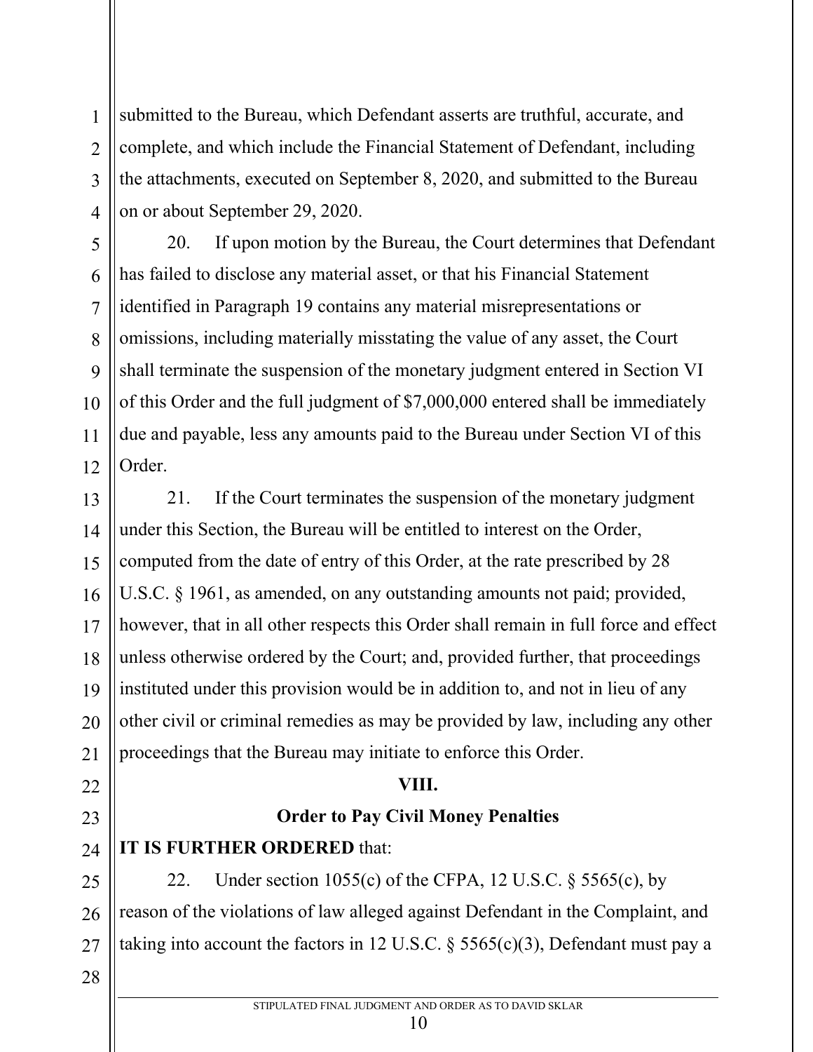submitted to the Bureau, which Defendant asserts are truthful, accurate, and complete, and which include the Financial Statement of Defendant, including the attachments, executed on September 8, 2020, and submitted to the Bureau on or about September 29, 2020.

20. If upon motion by the Bureau, the Court determines that Defendant has failed to disclose any material asset, or that his Financial Statement identified in Paragraph 19 contains any material misrepresentations or omissions, including materially misstating the value of any asset, the Court shall terminate the suspension of the monetary judgment entered in Section VI of this Order and the full judgment of $7,000,000 entered shall be immediately due and payable, less any amounts paid to the Bureau under Section VI of this Order.

21. If the Court terminates the suspension of the monetary judgment under this Section, the Bureau will be entitled to interest on the Order, computed from the date of entry of this Order, at the rate prescribed by 28 U.S.C. § 1961, as amended, on any outstanding amounts not paid; provided, however, that in all other respects this Order shall remain in full force and effect unless otherwise ordered by the Court; and, provided further, that proceedings instituted under this provision would be in addition to, and not in lieu of any other civil or criminal remedies as may be provided by law, including any other proceedings that the Bureau may initiate to enforce this Order.

## VIII.

## Order to Pay Civil Money Penalties

**IT IS FURTHER ORDERED** that:

22. Under section 1055(c) of the CFPA, 12 U.S.C. § 5565(c), by reason of the violations of law alleged against Defendant in the Complaint, and taking into account the factors in 12 U.S.C. § 5565(c)(3), Defendant must pay a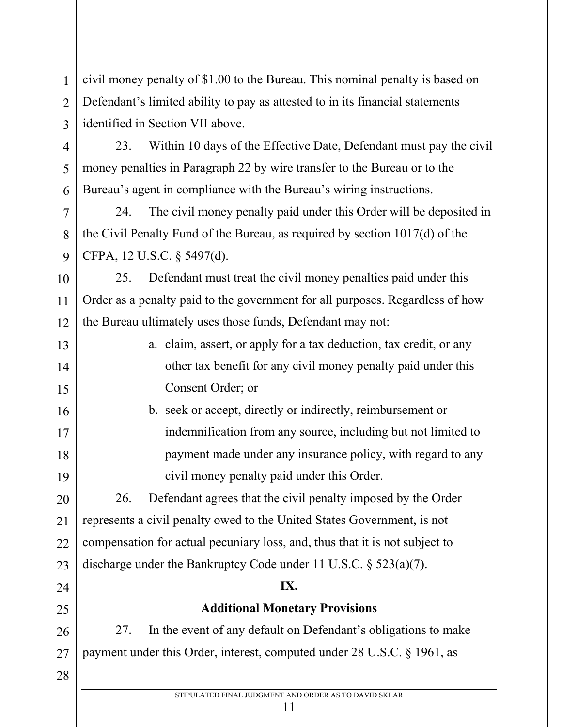civil money penalty of $1.00 to the Bureau. This nominal penalty is based on Defendant's limited ability to pay as attested to in its financial statements identified in Section VII above.

23. Within 10 days of the Effective Date, Defendant must pay the civil money penalties in Paragraph 22 by wire transfer to the Bureau or to the Bureau's agent in compliance with the Bureau's wiring instructions.

24. The civil money penalty paid under this Order will be deposited in the Civil Penalty Fund of the Bureau, as required by section 1017(d) of the CFPA, 12 U.S.C. § 5497(d).

25. Defendant must treat the civil money penalties paid under this Order as a penalty paid to the government for all purposes. Regardless of how the Bureau ultimately uses those funds, Defendant may not:

a. claim, assert, or apply for a tax deduction, tax credit, or any other tax benefit for any civil money penalty paid under this Consent Order; or

b. seek or accept, directly or indirectly, reimbursement or indemnification from any source, including but not limited to payment made under any insurance policy, with regard to any civil money penalty paid under this Order.

26. Defendant agrees that the civil penalty imposed by the Order represents a civil penalty owed to the United States Government, is not compensation for actual pecuniary loss, and, thus that it is not subject to discharge under the Bankruptcy Code under 11 U.S.C. § 523(a)(7).

## IX.

## Additional Monetary Provisions

27. In the event of any default on Defendant's obligations to make payment under this Order, interest, computed under 28 U.S.C. § 1961, as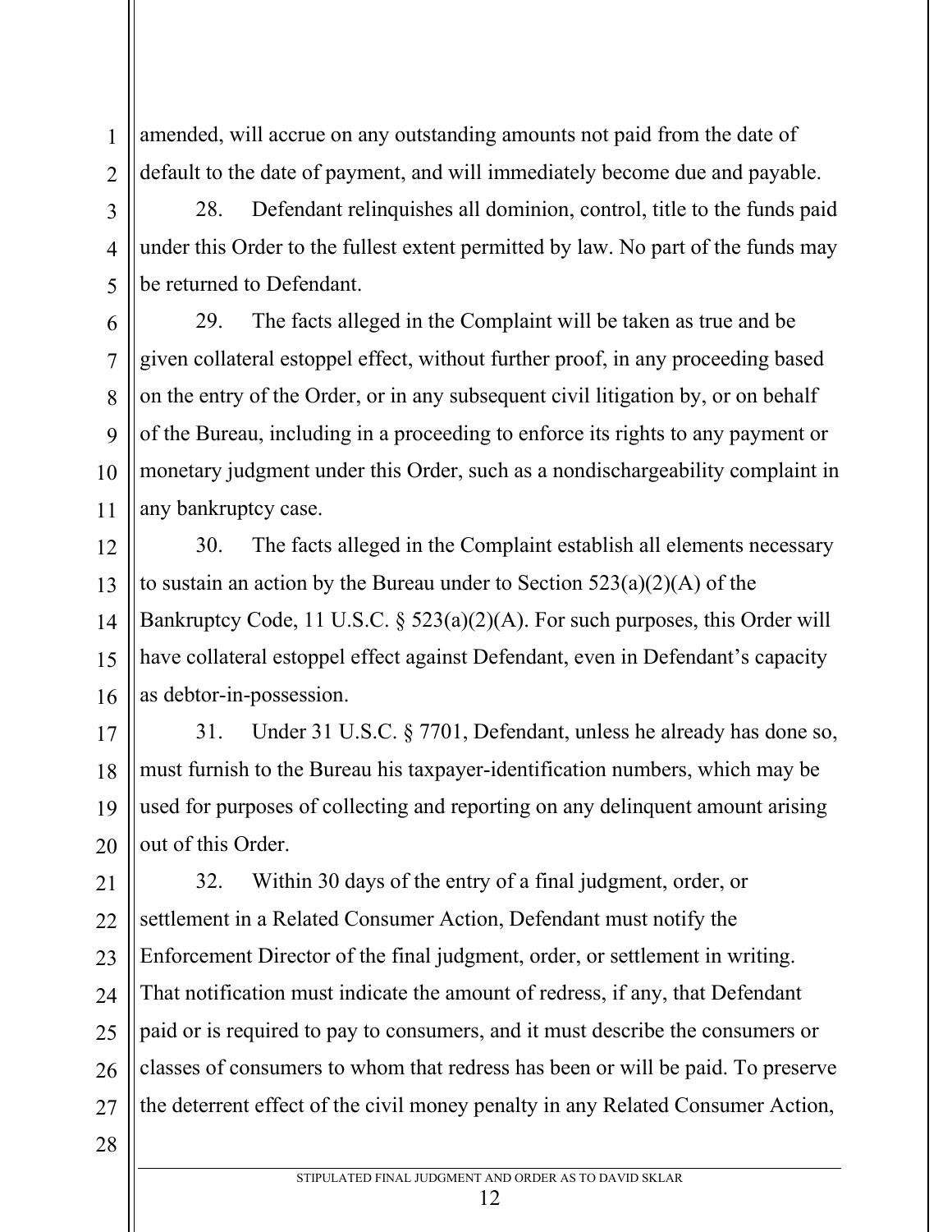amended, will accrue on any outstanding amounts not paid from the date of default to the date of payment, and will immediately become due and payable.

28. Defendant relinquishes all dominion, control, title to the funds paid under this Order to the fullest extent permitted by law. No part of the funds may be returned to Defendant.

29. The facts alleged in the Complaint will be taken as true and be given collateral estoppel effect, without further proof, in any proceeding based on the entry of the Order, or in any subsequent civil litigation by, or on behalf of the Bureau, including in a proceeding to enforce its rights to any payment or monetary judgment under this Order, such as a nondischargeability complaint in any bankruptcy case.

30. The facts alleged in the Complaint establish all elements necessary to sustain an action by the Bureau under to Section 523(a)(2)(A) of the Bankruptcy Code, 11 U.S.C. § 523(a)(2)(A). For such purposes, this Order will have collateral estoppel effect against Defendant, even in Defendant's capacity as debtor-in-possession.

31. Under 31 U.S.C. § 7701, Defendant, unless he already has done so, must furnish to the Bureau his taxpayer-identification numbers, which may be used for purposes of collecting and reporting on any delinquent amount arising out of this Order.

32. Within 30 days of the entry of a final judgment, order, or settlement in a Related Consumer Action, Defendant must notify the Enforcement Director of the final judgment, order, or settlement in writing. That notification must indicate the amount of redress, if any, that Defendant paid or is required to pay to consumers, and it must describe the consumers or classes of consumers to whom that redress has been or will be paid. To preserve the deterrent effect of the civil money penalty in any Related Consumer Action,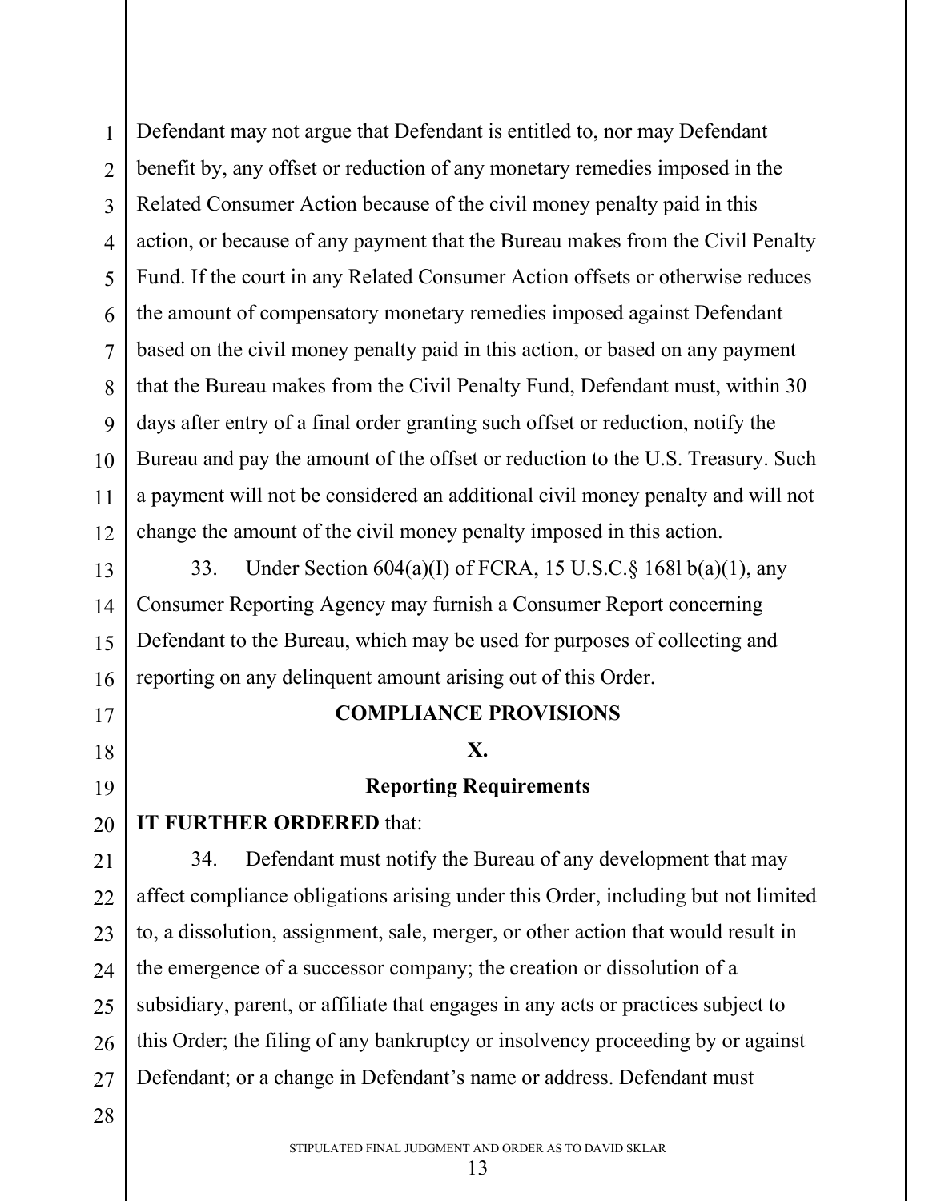Defendant may not argue that Defendant is entitled to, nor may Defendant benefit by, any offset or reduction of any monetary remedies imposed in the Related Consumer Action because of the civil money penalty paid in this action, or because of any payment that the Bureau makes from the Civil Penalty Fund. If the court in any Related Consumer Action offsets or otherwise reduces the amount of compensatory monetary remedies imposed against Defendant based on the civil money penalty paid in this action, or based on any payment that the Bureau makes from the Civil Penalty Fund, Defendant must, within 30 days after entry of a final order granting such offset or reduction, notify the Bureau and pay the amount of the offset or reduction to the U.S. Treasury. Such a payment will not be considered an additional civil money penalty and will not change the amount of the civil money penalty imposed in this action.

33. Under Section 604(a)(I) of FCRA, 15 U.S.C.§ 168l b(a)(1), any Consumer Reporting Agency may furnish a Consumer Report concerning Defendant to the Bureau, which may be used for purposes of collecting and reporting on any delinquent amount arising out of this Order.

## COMPLIANCE PROVISIONS

## X.

## Reporting Requirements

**IT FURTHER ORDERED** that:

34. Defendant must notify the Bureau of any development that may affect compliance obligations arising under this Order, including but not limited to, a dissolution, assignment, sale, merger, or other action that would result in the emergence of a successor company; the creation or dissolution of a subsidiary, parent, or affiliate that engages in any acts or practices subject to this Order; the filing of any bankruptcy or insolvency proceeding by or against Defendant; or a change in Defendant's name or address. Defendant must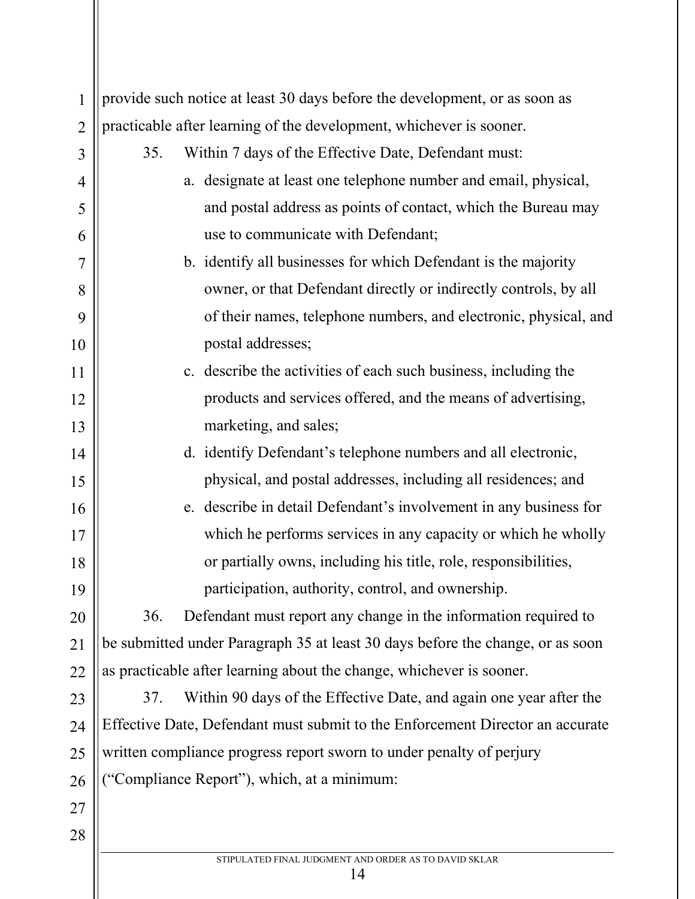provide such notice at least 30 days before the development, or as soon as practicable after learning of the development, whichever is sooner.

35. Within 7 days of the Effective Date, Defendant must:

a. designate at least one telephone number and email, physical, and postal address as points of contact, which the Bureau may use to communicate with Defendant;

b. identify all businesses for which Defendant is the majority owner, or that Defendant directly or indirectly controls, by all of their names, telephone numbers, and electronic, physical, and postal addresses;

c. describe the activities of each such business, including the products and services offered, and the means of advertising, marketing, and sales;

d. identify Defendant's telephone numbers and all electronic, physical, and postal addresses, including all residences; and

e. describe in detail Defendant's involvement in any business for which he performs services in any capacity or which he wholly or partially owns, including his title, role, responsibilities, participation, authority, control, and ownership.

36. Defendant must report any change in the information required to be submitted under Paragraph 35 at least 30 days before the change, or as soon as practicable after learning about the change, whichever is sooner.

37. Within 90 days of the Effective Date, and again one year after the Effective Date, Defendant must submit to the Enforcement Director an accurate written compliance progress report sworn to under penalty of perjury ("Compliance Report"), which, at a minimum: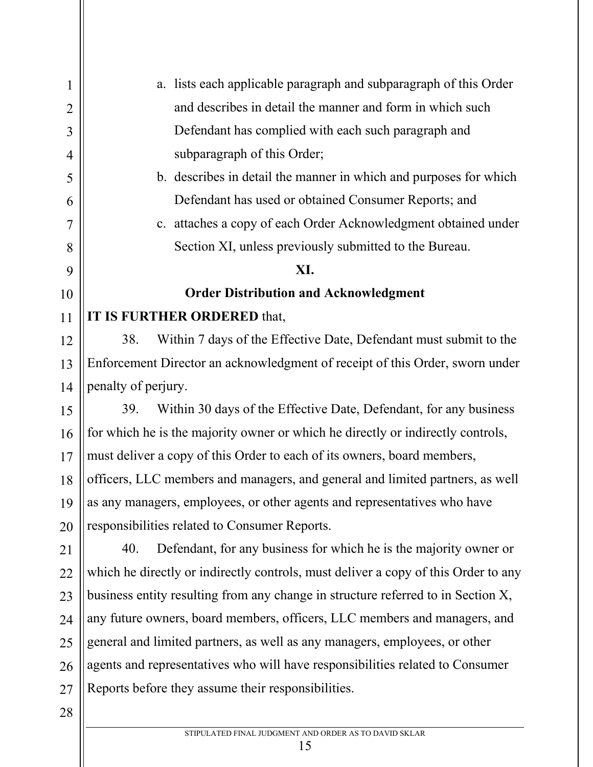a. lists each applicable paragraph and subparagraph of this Order and describes in detail the manner and form in which such Defendant has complied with each such paragraph and subparagraph of this Order;

b. describes in detail the manner in which and purposes for which Defendant has used or obtained Consumer Reports; and

c. attaches a copy of each Order Acknowledgment obtained under Section XI, unless previously submitted to the Bureau.

## XI.

## Order Distribution and Acknowledgment

**IT IS FURTHER ORDERED** that,

38. Within 7 days of the Effective Date, Defendant must submit to the Enforcement Director an acknowledgment of receipt of this Order, sworn under penalty of perjury.

39. Within 30 days of the Effective Date, Defendant, for any business for which he is the majority owner or which he directly or indirectly controls, must deliver a copy of this Order to each of its owners, board members, officers, LLC members and managers, and general and limited partners, as well as any managers, employees, or other agents and representatives who have responsibilities related to Consumer Reports.

40. Defendant, for any business for which he is the majority owner or which he directly or indirectly controls, must deliver a copy of this Order to any business entity resulting from any change in structure referred to in Section X, any future owners, board members, officers, LLC members and managers, and general and limited partners, as well as any managers, employees, or other agents and representatives who will have responsibilities related to Consumer Reports before they assume their responsibilities.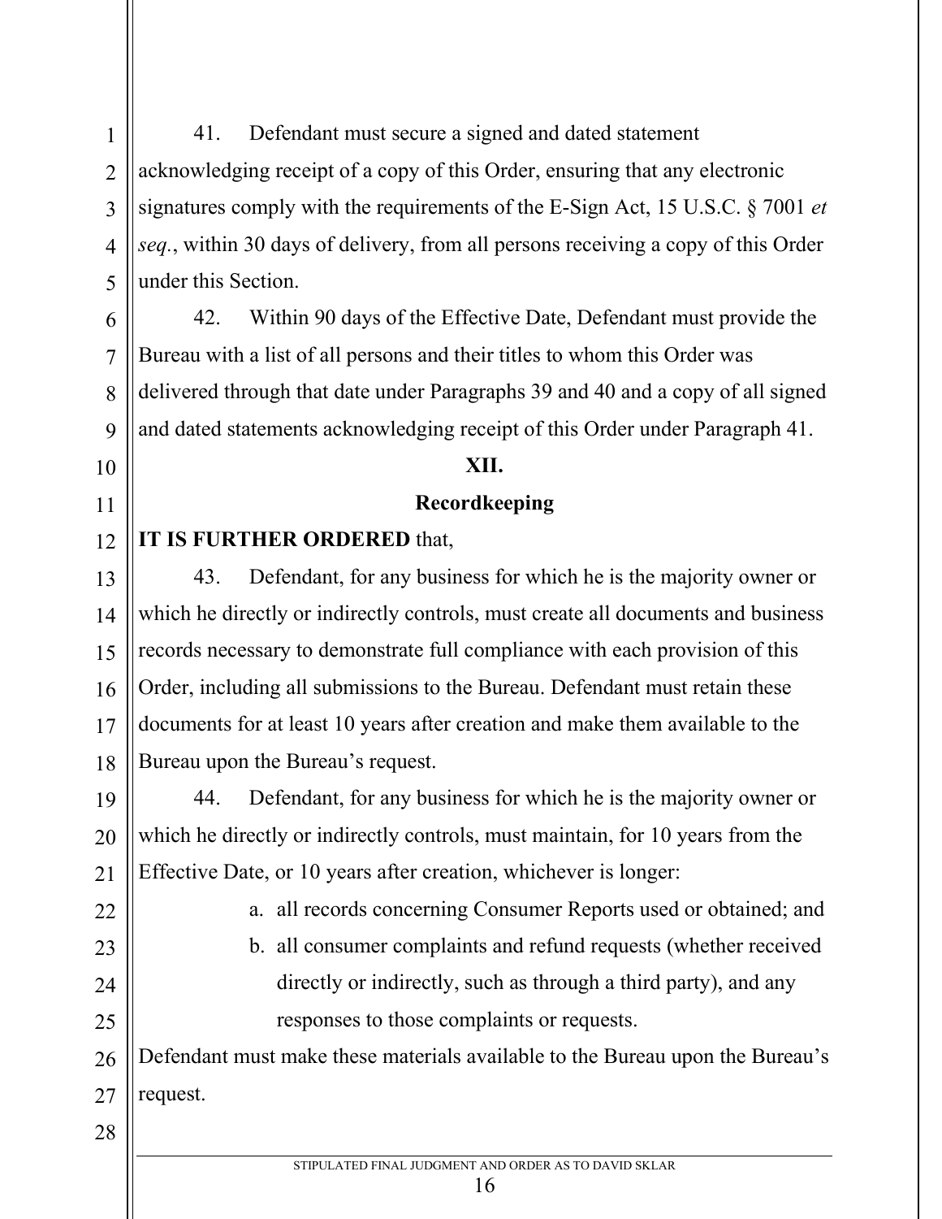41. Defendant must secure a signed and dated statement acknowledging receipt of a copy of this Order, ensuring that any electronic signatures comply with the requirements of the E-Sign Act, 15 U.S.C. § 7001 *et seq.*, within 30 days of delivery, from all persons receiving a copy of this Order under this Section.

42. Within 90 days of the Effective Date, Defendant must provide the Bureau with a list of all persons and their titles to whom this Order was delivered through that date under Paragraphs 39 and 40 and a copy of all signed and dated statements acknowledging receipt of this Order under Paragraph 41.

## XII.

## Recordkeeping

**IT IS FURTHER ORDERED** that,

43. Defendant, for any business for which he is the majority owner or which he directly or indirectly controls, must create all documents and business records necessary to demonstrate full compliance with each provision of this Order, including all submissions to the Bureau. Defendant must retain these documents for at least 10 years after creation and make them available to the Bureau upon the Bureau's request.

44. Defendant, for any business for which he is the majority owner or which he directly or indirectly controls, must maintain, for 10 years from the Effective Date, or 10 years after creation, whichever is longer:

a. all records concerning Consumer Reports used or obtained; and

b. all consumer complaints and refund requests (whether received directly or indirectly, such as through a third party), and any responses to those complaints or requests.

Defendant must make these materials available to the Bureau upon the Bureau's request.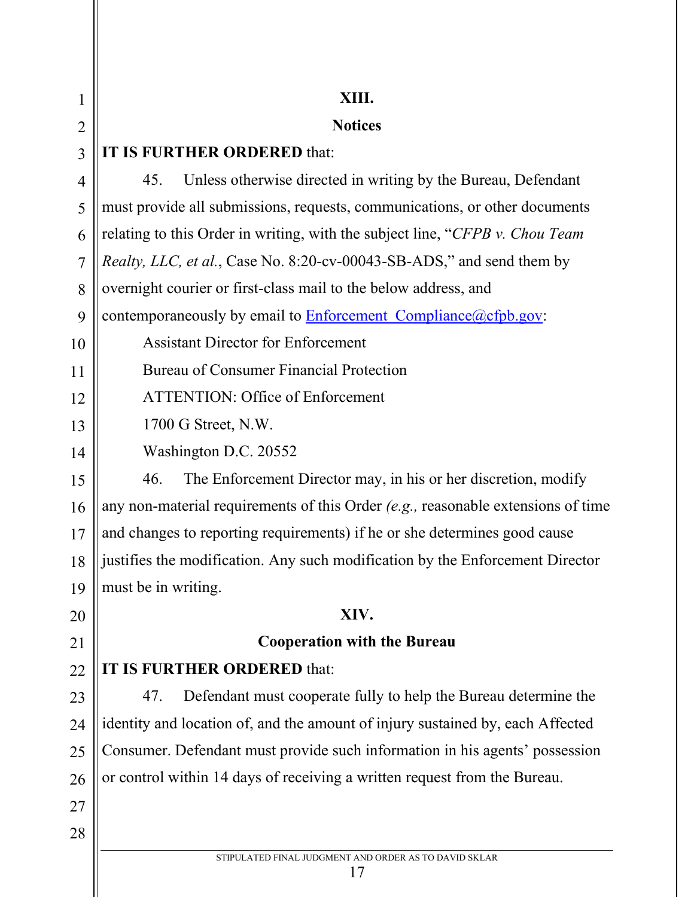## XIII.

## Notices

**IT IS FURTHER ORDERED** that:

45. Unless otherwise directed in writing by the Bureau, Defendant must provide all submissions, requests, communications, or other documents relating to this Order in writing, with the subject line, "*CFPB v. Chou Team Realty, LLC, et al.*, Case No. 8:20-cv-00043-SB-ADS," and send them by overnight courier or first-class mail to the below address, and contemporaneously by email to Enforcement_Compliance@cfpb.gov:

Assistant Director for Enforcement
Bureau of Consumer Financial Protection
ATTENTION: Office of Enforcement
1700 G Street, N.W.
Washington D.C. 20552

46. The Enforcement Director may, in his or her discretion, modify any non-material requirements of this Order *(e.g.,* reasonable extensions of time and changes to reporting requirements) if he or she determines good cause justifies the modification. Any such modification by the Enforcement Director must be in writing.

## XIV.

## Cooperation with the Bureau

**IT IS FURTHER ORDERED** that:

47. Defendant must cooperate fully to help the Bureau determine the identity and location of, and the amount of injury sustained by, each Affected Consumer. Defendant must provide such information in his agents' possession or control within 14 days of receiving a written request from the Bureau.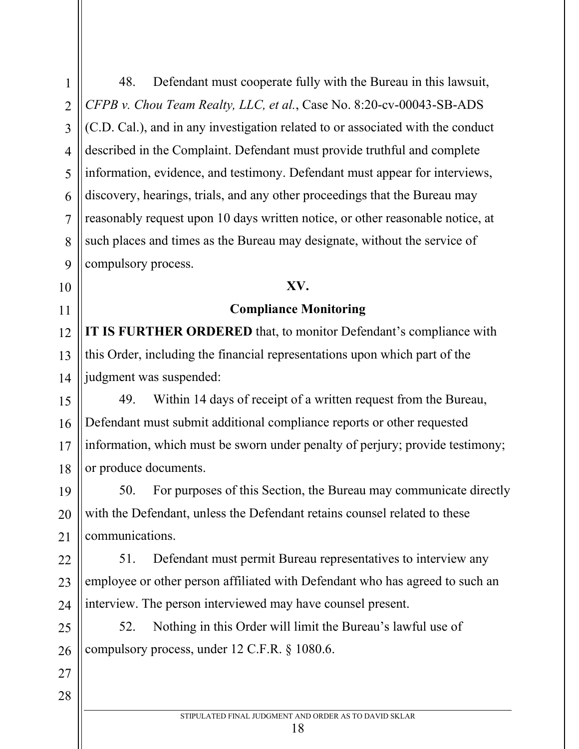48. Defendant must cooperate fully with the Bureau in this lawsuit, *CFPB v. Chou Team Realty, LLC, et al.*, Case No. 8:20-cv-00043-SB-ADS (C.D. Cal.), and in any investigation related to or associated with the conduct described in the Complaint. Defendant must provide truthful and complete information, evidence, and testimony. Defendant must appear for interviews, discovery, hearings, trials, and any other proceedings that the Bureau may reasonably request upon 10 days written notice, or other reasonable notice, at such places and times as the Bureau may designate, without the service of compulsory process.

## XV.

## Compliance Monitoring

**IT IS FURTHER ORDERED** that, to monitor Defendant's compliance with this Order, including the financial representations upon which part of the judgment was suspended:

49. Within 14 days of receipt of a written request from the Bureau, Defendant must submit additional compliance reports or other requested information, which must be sworn under penalty of perjury; provide testimony; or produce documents.

50. For purposes of this Section, the Bureau may communicate directly with the Defendant, unless the Defendant retains counsel related to these communications.

51. Defendant must permit Bureau representatives to interview any employee or other person affiliated with Defendant who has agreed to such an interview. The person interviewed may have counsel present.

52. Nothing in this Order will limit the Bureau's lawful use of compulsory process, under 12 C.F.R. § 1080.6.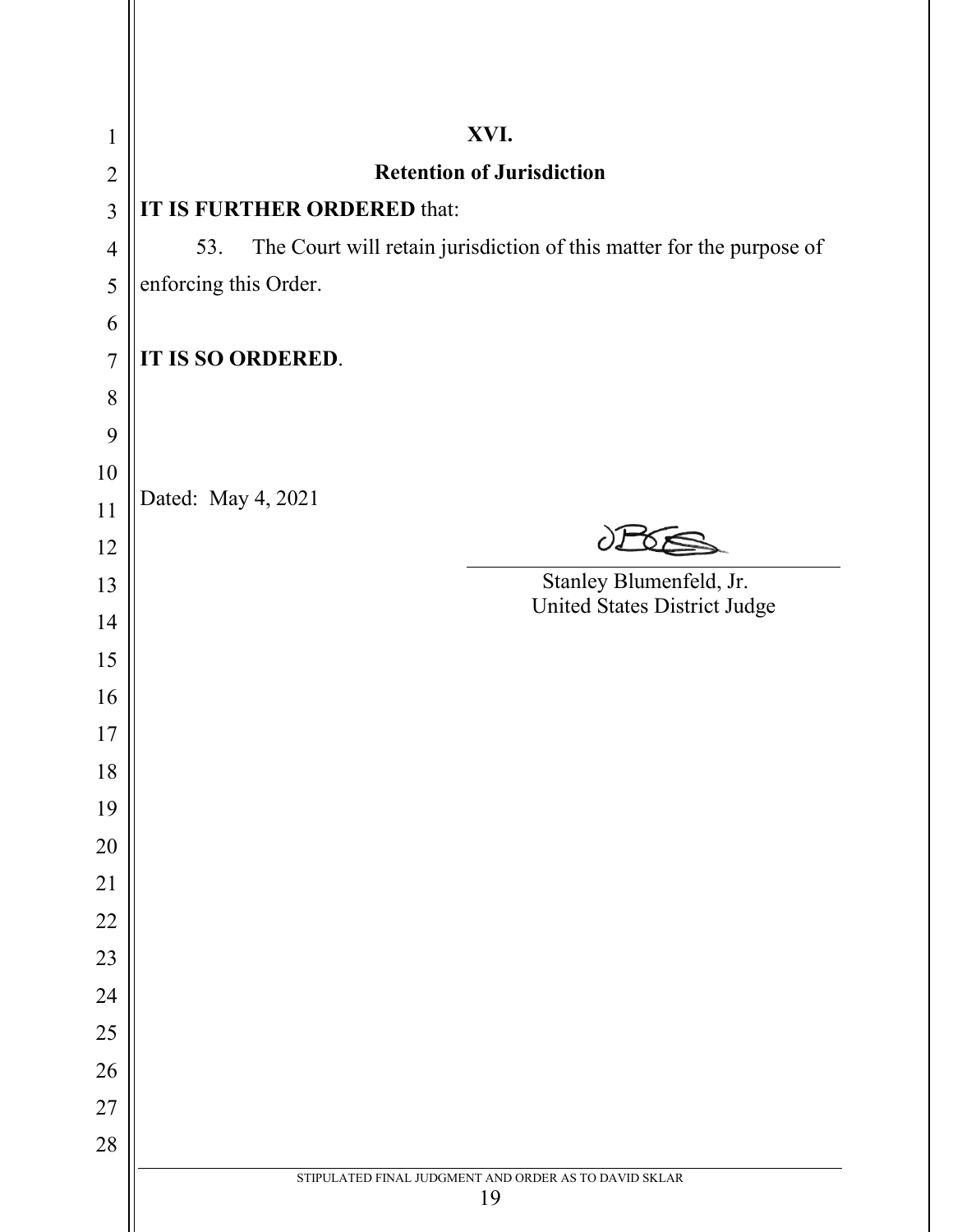## XVI.

## Retention of Jurisdiction

**IT IS FURTHER ORDERED** that:

53. The Court will retain jurisdiction of this matter for the purpose of enforcing this Order.

**IT IS SO ORDERED**.

Dated: May 4, 2021

Stanley Blumenfeld, Jr.
United States District Judge

STIPULATED FINAL JUDGMENT AND ORDER AS TO DAVID SKLAR